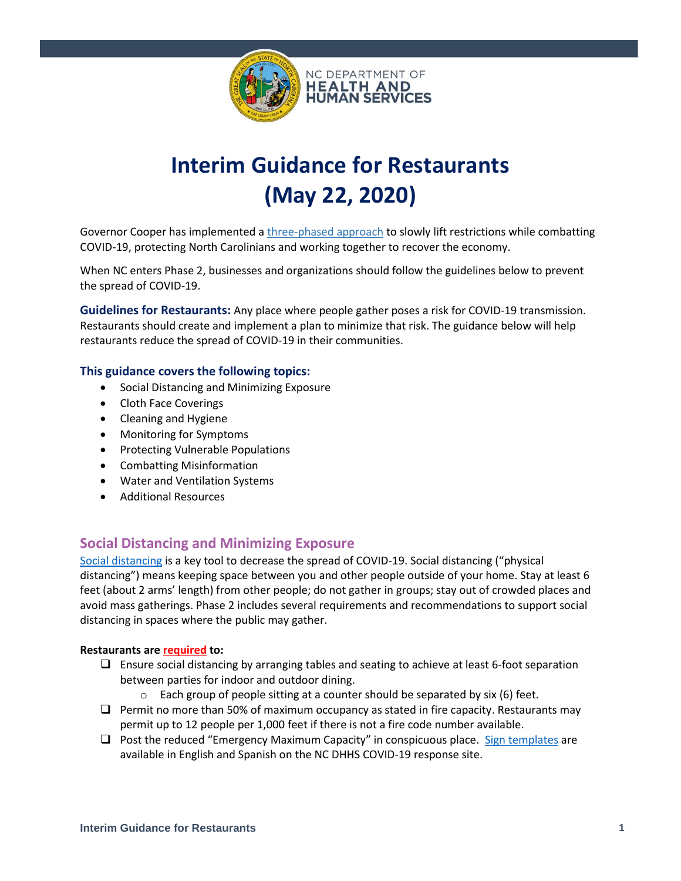NC DEPARTMENT OF HEALTH AND HUMAN SERVICES

# Interim Guidance for Restaurants (May 22, 2020)

Governor Cooper has implemented a three-phased approach to slowly lift restrictions while combatting COVID-19, protecting North Carolinians and working together to recover the economy.

When NC enters Phase 2, businesses and organizations should follow the guidelines below to prevent the spread of COVID-19.

**Guidelines for Restaurants:** Any place where people gather poses a risk for COVID-19 transmission. Restaurants should create and implement a plan to minimize that risk. The guidance below will help restaurants reduce the spread of COVID-19 in their communities.

### This guidance covers the following topics:

- Social Distancing and Minimizing Exposure
- Cloth Face Coverings
- Cleaning and Hygiene
- Monitoring for Symptoms
- Protecting Vulnerable Populations
- Combatting Misinformation
- Water and Ventilation Systems
- Additional Resources

## Social Distancing and Minimizing Exposure

Social distancing is a key tool to decrease the spread of COVID-19. Social distancing ("physical distancing") means keeping space between you and other people outside of your home. Stay at least 6 feet (about 2 arms' length) from other people; do not gather in groups; stay out of crowded places and avoid mass gatherings. Phase 2 includes several requirements and recommendations to support social distancing in spaces where the public may gather.

**Restaurants are required to:**

- ☐ Ensure social distancing by arranging tables and seating to achieve at least 6-foot separation between parties for indoor and outdoor dining.
  - Each group of people sitting at a counter should be separated by six (6) feet.
- ☐ Permit no more than 50% of maximum occupancy as stated in fire capacity. Restaurants may permit up to 12 people per 1,000 feet if there is not a fire code number available.
- ☐ Post the reduced "Emergency Maximum Capacity" in conspicuous place. Sign templates are available in English and Spanish on the NC DHHS COVID-19 response site.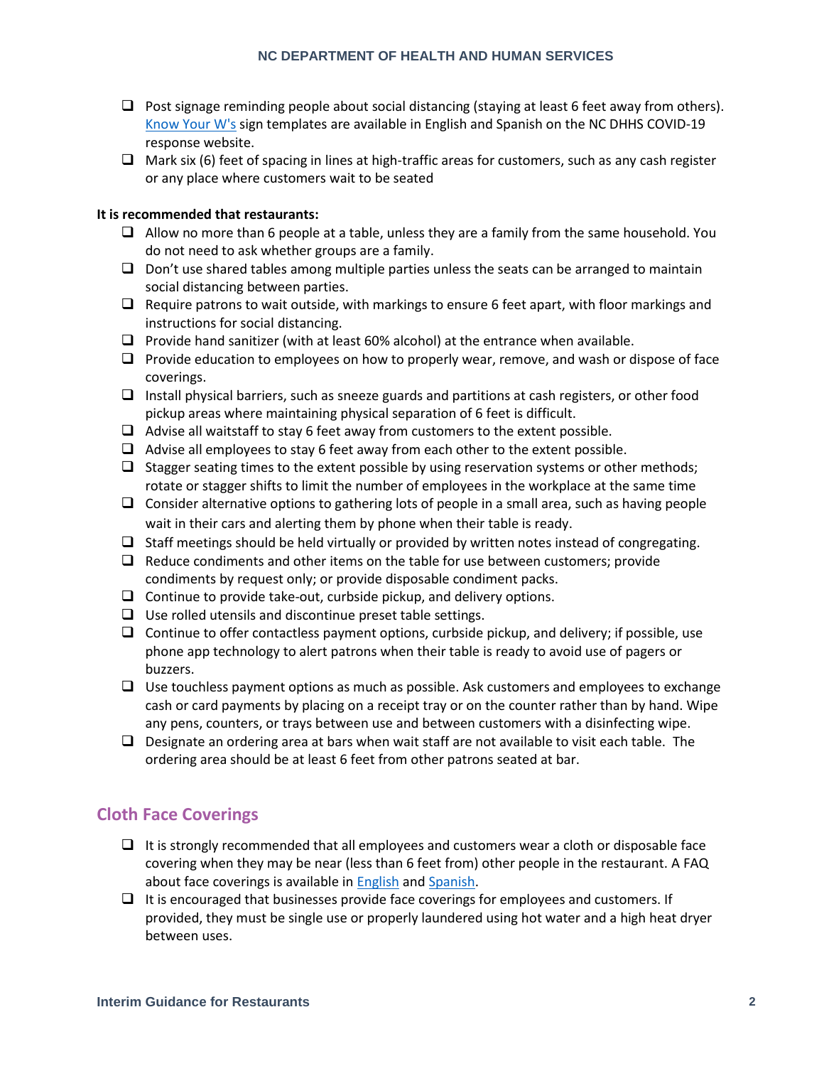- ❑ Post signage reminding people about social distancing (staying at least 6 feet away from others). [Know Your W's](#) sign templates are available in English and Spanish on the NC DHHS COVID-19 response website.
- ❑ Mark six (6) feet of spacing in lines at high-traffic areas for customers, such as any cash register or any place where customers wait to be seated

**It is recommended that restaurants:**

- ❑ Allow no more than 6 people at a table, unless they are a family from the same household. You do not need to ask whether groups are a family.
- ❑ Don't use shared tables among multiple parties unless the seats can be arranged to maintain social distancing between parties.
- ❑ Require patrons to wait outside, with markings to ensure 6 feet apart, with floor markings and instructions for social distancing.
- ❑ Provide hand sanitizer (with at least 60% alcohol) at the entrance when available.
- ❑ Provide education to employees on how to properly wear, remove, and wash or dispose of face coverings.
- ❑ Install physical barriers, such as sneeze guards and partitions at cash registers, or other food pickup areas where maintaining physical separation of 6 feet is difficult.
- ❑ Advise all waitstaff to stay 6 feet away from customers to the extent possible.
- ❑ Advise all employees to stay 6 feet away from each other to the extent possible.
- ❑ Stagger seating times to the extent possible by using reservation systems or other methods; rotate or stagger shifts to limit the number of employees in the workplace at the same time
- ❑ Consider alternative options to gathering lots of people in a small area, such as having people wait in their cars and alerting them by phone when their table is ready.
- ❑ Staff meetings should be held virtually or provided by written notes instead of congregating.
- ❑ Reduce condiments and other items on the table for use between customers; provide condiments by request only; or provide disposable condiment packs.
- ❑ Continue to provide take-out, curbside pickup, and delivery options.
- ❑ Use rolled utensils and discontinue preset table settings.
- ❑ Continue to offer contactless payment options, curbside pickup, and delivery; if possible, use phone app technology to alert patrons when their table is ready to avoid use of pagers or buzzers.
- ❑ Use touchless payment options as much as possible. Ask customers and employees to exchange cash or card payments by placing on a receipt tray or on the counter rather than by hand. Wipe any pens, counters, or trays between use and between customers with a disinfecting wipe.
- ❑ Designate an ordering area at bars when wait staff are not available to visit each table. The ordering area should be at least 6 feet from other patrons seated at bar.

## Cloth Face Coverings

- ❑ It is strongly recommended that all employees and customers wear a cloth or disposable face covering when they may be near (less than 6 feet from) other people in the restaurant. A FAQ about face coverings is available in [English](#) and [Spanish](#).
- ❑ It is encouraged that businesses provide face coverings for employees and customers. If provided, they must be single use or properly laundered using hot water and a high heat dryer between uses.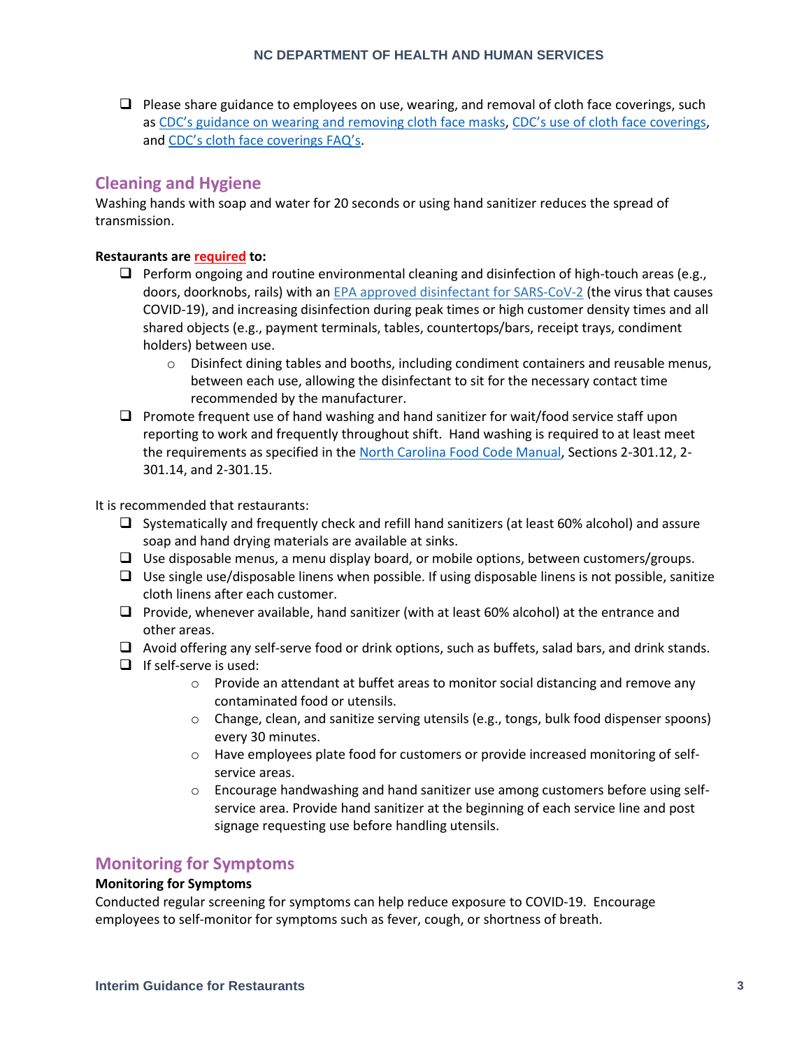- ☐ Please share guidance to employees on use, wearing, and removal of cloth face coverings, such as CDC's guidance on wearing and removing cloth face masks, CDC's use of cloth face coverings, and CDC's cloth face coverings FAQ's.

## Cleaning and Hygiene

Washing hands with soap and water for 20 seconds or using hand sanitizer reduces the spread of transmission.

**Restaurants are required to:**

- ☐ Perform ongoing and routine environmental cleaning and disinfection of high-touch areas (e.g., doors, doorknobs, rails) with an EPA approved disinfectant for SARS-CoV-2 (the virus that causes COVID-19), and increasing disinfection during peak times or high customer density times and all shared objects (e.g., payment terminals, tables, countertops/bars, receipt trays, condiment holders) between use.
    - Disinfect dining tables and booths, including condiment containers and reusable menus, between each use, allowing the disinfectant to sit for the necessary contact time recommended by the manufacturer.
- ☐ Promote frequent use of hand washing and hand sanitizer for wait/food service staff upon reporting to work and frequently throughout shift. Hand washing is required to at least meet the requirements as specified in the North Carolina Food Code Manual, Sections 2-301.12, 2-301.14, and 2-301.15.

It is recommended that restaurants:

- ☐ Systematically and frequently check and refill hand sanitizers (at least 60% alcohol) and assure soap and hand drying materials are available at sinks.
- ☐ Use disposable menus, a menu display board, or mobile options, between customers/groups.
- ☐ Use single use/disposable linens when possible. If using disposable linens is not possible, sanitize cloth linens after each customer.
- ☐ Provide, whenever available, hand sanitizer (with at least 60% alcohol) at the entrance and other areas.
- ☐ Avoid offering any self-serve food or drink options, such as buffets, salad bars, and drink stands.
- ☐ If self-serve is used:
    - Provide an attendant at buffet areas to monitor social distancing and remove any contaminated food or utensils.
    - Change, clean, and sanitize serving utensils (e.g., tongs, bulk food dispenser spoons) every 30 minutes.
    - Have employees plate food for customers or provide increased monitoring of self-service areas.
    - Encourage handwashing and hand sanitizer use among customers before using self-service area. Provide hand sanitizer at the beginning of each service line and post signage requesting use before handling utensils.

## Monitoring for Symptoms

**Monitoring for Symptoms**

Conducted regular screening for symptoms can help reduce exposure to COVID-19. Encourage employees to self-monitor for symptoms such as fever, cough, or shortness of breath.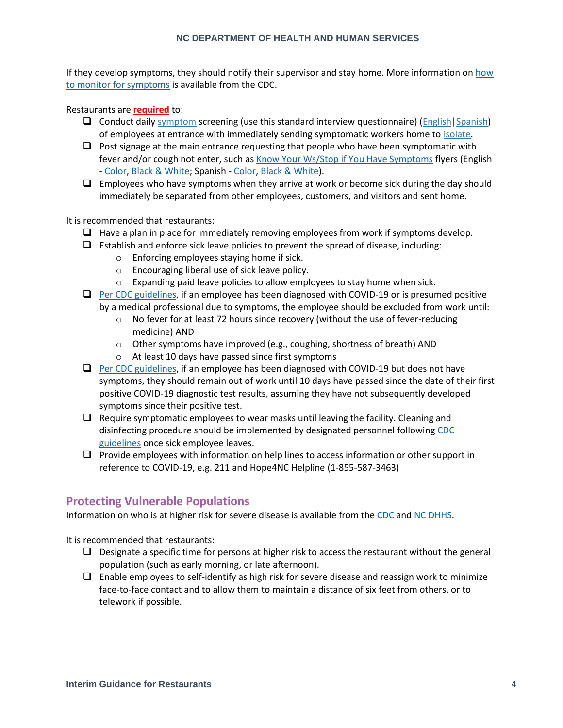If they develop symptoms, they should notify their supervisor and stay home. More information on how to monitor for symptoms is available from the CDC.

Restaurants are **required** to:

- ❑ Conduct daily symptom screening (use this standard interview questionnaire) (English|Spanish) of employees at entrance with immediately sending symptomatic workers home to isolate.
- ❑ Post signage at the main entrance requesting that people who have been symptomatic with fever and/or cough not enter, such as Know Your Ws/Stop if You Have Symptoms flyers (English - Color, Black & White; Spanish - Color, Black & White).
- ❑ Employees who have symptoms when they arrive at work or become sick during the day should immediately be separated from other employees, customers, and visitors and sent home.

It is recommended that restaurants:

- ❑ Have a plan in place for immediately removing employees from work if symptoms develop.
- ❑ Establish and enforce sick leave policies to prevent the spread of disease, including:
  - Enforcing employees staying home if sick.
  - Encouraging liberal use of sick leave policy.
  - Expanding paid leave policies to allow employees to stay home when sick.
- ❑ Per CDC guidelines, if an employee has been diagnosed with COVID-19 or is presumed positive by a medical professional due to symptoms, the employee should be excluded from work until:
  - No fever for at least 72 hours since recovery (without the use of fever-reducing medicine) AND
  - Other symptoms have improved (e.g., coughing, shortness of breath) AND
  - At least 10 days have passed since first symptoms
- ❑ Per CDC guidelines, if an employee has been diagnosed with COVID-19 but does not have symptoms, they should remain out of work until 10 days have passed since the date of their first positive COVID-19 diagnostic test results, assuming they have not subsequently developed symptoms since their positive test.
- ❑ Require symptomatic employees to wear masks until leaving the facility. Cleaning and disinfecting procedure should be implemented by designated personnel following CDC guidelines once sick employee leaves.
- ❑ Provide employees with information on help lines to access information or other support in reference to COVID-19, e.g. 211 and Hope4NC Helpline (1-855-587-3463)

## Protecting Vulnerable Populations

Information on who is at higher risk for severe disease is available from the CDC and NC DHHS.

It is recommended that restaurants:

- ❑ Designate a specific time for persons at higher risk to access the restaurant without the general population (such as early morning, or late afternoon).
- ❑ Enable employees to self-identify as high risk for severe disease and reassign work to minimize face-to-face contact and to allow them to maintain a distance of six feet from others, or to telework if possible.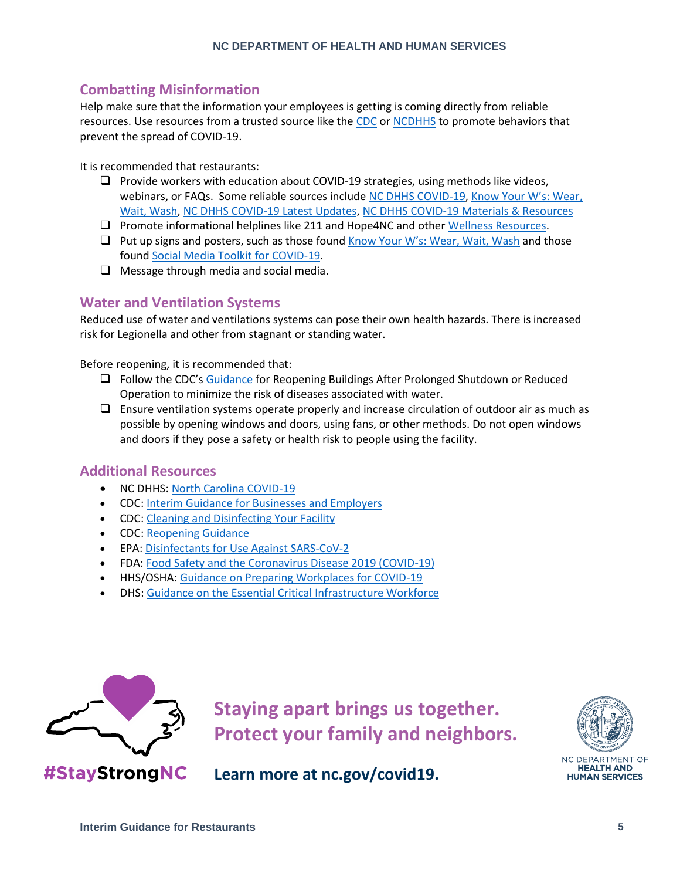## Combatting Misinformation

Help make sure that the information your employees is getting is coming directly from reliable resources. Use resources from a trusted source like the CDC or NCDHHS to promote behaviors that prevent the spread of COVID-19.

It is recommended that restaurants:

- ❑ Provide workers with education about COVID-19 strategies, using methods like videos, webinars, or FAQs. Some reliable sources include NC DHHS COVID-19, Know Your W's: Wear, Wait, Wash, NC DHHS COVID-19 Latest Updates, NC DHHS COVID-19 Materials & Resources
- ❑ Promote informational helplines like 211 and Hope4NC and other Wellness Resources.
- ❑ Put up signs and posters, such as those found Know Your W's: Wear, Wait, Wash and those found Social Media Toolkit for COVID-19.
- ❑ Message through media and social media.

## Water and Ventilation Systems

Reduced use of water and ventilations systems can pose their own health hazards. There is increased risk for Legionella and other from stagnant or standing water.

Before reopening, it is recommended that:

- ❑ Follow the CDC's Guidance for Reopening Buildings After Prolonged Shutdown or Reduced Operation to minimize the risk of diseases associated with water.
- ❑ Ensure ventilation systems operate properly and increase circulation of outdoor air as much as possible by opening windows and doors, using fans, or other methods. Do not open windows and doors if they pose a safety or health risk to people using the facility.

## Additional Resources

- NC DHHS: North Carolina COVID-19
- CDC: Interim Guidance for Businesses and Employers
- CDC: Cleaning and Disinfecting Your Facility
- CDC: Reopening Guidance
- EPA: Disinfectants for Use Against SARS-CoV-2
- FDA: Food Safety and the Coronavirus Disease 2019 (COVID-19)
- HHS/OSHA: Guidance on Preparing Workplaces for COVID-19
- DHS: Guidance on the Essential Critical Infrastructure Workforce

#StayStrongNC

**Staying apart brings us together. Protect your family and neighbors.**

**Learn more at nc.gov/covid19.**

NC DEPARTMENT OF HEALTH AND HUMAN SERVICES